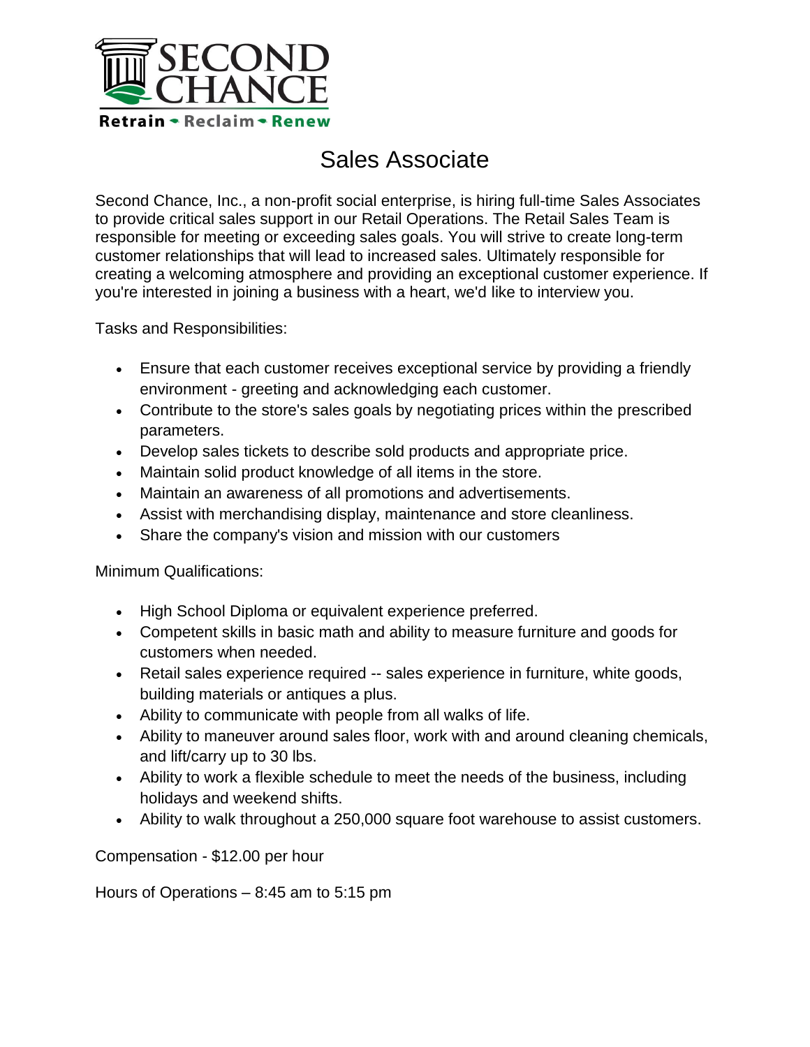SECOND CHANCE

Retrain • Reclaim • Renew

# Sales Associate

Second Chance, Inc., a non-profit social enterprise, is hiring full-time Sales Associates to provide critical sales support in our Retail Operations. The Retail Sales Team is responsible for meeting or exceeding sales goals. You will strive to create long-term customer relationships that will lead to increased sales. Ultimately responsible for creating a welcoming atmosphere and providing an exceptional customer experience. If you're interested in joining a business with a heart, we'd like to interview you.

Tasks and Responsibilities:

- Ensure that each customer receives exceptional service by providing a friendly environment - greeting and acknowledging each customer.
- Contribute to the store's sales goals by negotiating prices within the prescribed parameters.
- Develop sales tickets to describe sold products and appropriate price.
- Maintain solid product knowledge of all items in the store.
- Maintain an awareness of all promotions and advertisements.
- Assist with merchandising display, maintenance and store cleanliness.
- Share the company's vision and mission with our customers

Minimum Qualifications:

- High School Diploma or equivalent experience preferred.
- Competent skills in basic math and ability to measure furniture and goods for customers when needed.
- Retail sales experience required -- sales experience in furniture, white goods, building materials or antiques a plus.
- Ability to communicate with people from all walks of life.
- Ability to maneuver around sales floor, work with and around cleaning chemicals, and lift/carry up to 30 lbs.
- Ability to work a flexible schedule to meet the needs of the business, including holidays and weekend shifts.
- Ability to walk throughout a 250,000 square foot warehouse to assist customers.

Compensation - $12.00 per hour

Hours of Operations – 8:45 am to 5:15 pm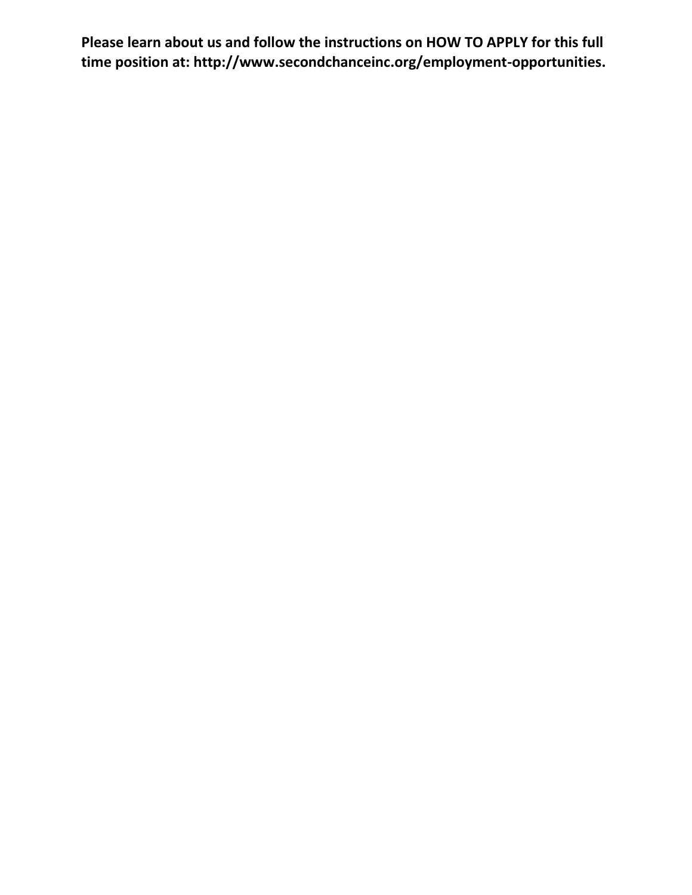**Please learn about us and follow the instructions on HOW TO APPLY for this full time position at: http://www.secondchanceinc.org/employment-opportunities.**